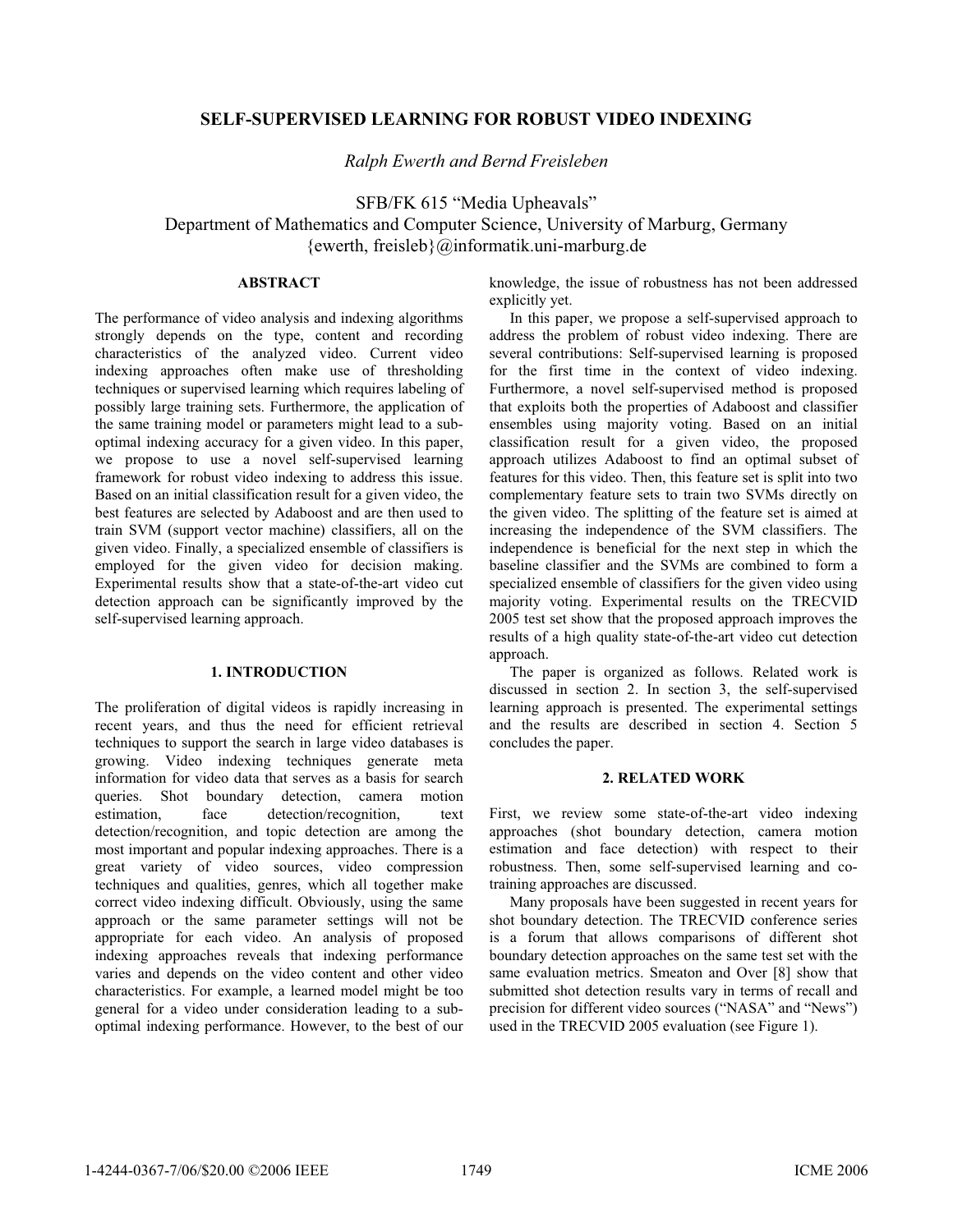# SELF-SUPERVISED LEARNING FOR ROBUST VIDEO INDEXING

*Ralph Ewerth and Bernd Freisleben*

SFB/FK 615 "Media Upheavals"
Department of Mathematics and Computer Science, University of Marburg, Germany
{ewerth, freisleb}@informatik.uni-marburg.de

## ABSTRACT

The performance of video analysis and indexing algorithms strongly depends on the type, content and recording characteristics of the analyzed video. Current video indexing approaches often make use of thresholding techniques or supervised learning which requires labeling of possibly large training sets. Furthermore, the application of the same training model or parameters might lead to a sub-optimal indexing accuracy for a given video. In this paper, we propose to use a novel self-supervised learning framework for robust video indexing to address this issue. Based on an initial classification result for a given video, the best features are selected by Adaboost and are then used to train SVM (support vector machine) classifiers, all on the given video. Finally, a specialized ensemble of classifiers is employed for the given video for decision making. Experimental results show that a state-of-the-art video cut detection approach can be significantly improved by the self-supervised learning approach.

## 1. INTRODUCTION

The proliferation of digital videos is rapidly increasing in recent years, and thus the need for efficient retrieval techniques to support the search in large video databases is growing. Video indexing techniques generate meta information for video data that serves as a basis for search queries. Shot boundary detection, camera motion estimation, face detection/recognition, text detection/recognition, and topic detection are among the most important and popular indexing approaches. There is a great variety of video sources, video compression techniques and qualities, genres, which all together make correct video indexing difficult. Obviously, using the same approach or the same parameter settings will not be appropriate for each video. An analysis of proposed indexing approaches reveals that indexing performance varies and depends on the video content and other video characteristics. For example, a learned model might be too general for a video under consideration leading to a sub-optimal indexing performance. However, to the best of our knowledge, the issue of robustness has not been addressed explicitly yet.

In this paper, we propose a self-supervised approach to address the problem of robust video indexing. There are several contributions: Self-supervised learning is proposed for the first time in the context of video indexing. Furthermore, a novel self-supervised method is proposed that exploits both the properties of Adaboost and classifier ensembles using majority voting. Based on an initial classification result for a given video, the proposed approach utilizes Adaboost to find an optimal subset of features for this video. Then, this feature set is split into two complementary feature sets to train two SVMs directly on the given video. The splitting of the feature set is aimed at increasing the independence of the SVM classifiers. The independence is beneficial for the next step in which the baseline classifier and the SVMs are combined to form a specialized ensemble of classifiers for the given video using majority voting. Experimental results on the TRECVID 2005 test set show that the proposed approach improves the results of a high quality state-of-the-art video cut detection approach.

The paper is organized as follows. Related work is discussed in section 2. In section 3, the self-supervised learning approach is presented. The experimental settings and the results are described in section 4. Section 5 concludes the paper.

## 2. RELATED WORK

First, we review some state-of-the-art video indexing approaches (shot boundary detection, camera motion estimation and face detection) with respect to their robustness. Then, some self-supervised learning and co-training approaches are discussed.

Many proposals have been suggested in recent years for shot boundary detection. The TRECVID conference series is a forum that allows comparisons of different shot boundary detection approaches on the same test set with the same evaluation metrics. Smeaton and Over [8] show that submitted shot detection results vary in terms of recall and precision for different video sources ("NASA" and "News") used in the TRECVID 2005 evaluation (see Figure 1).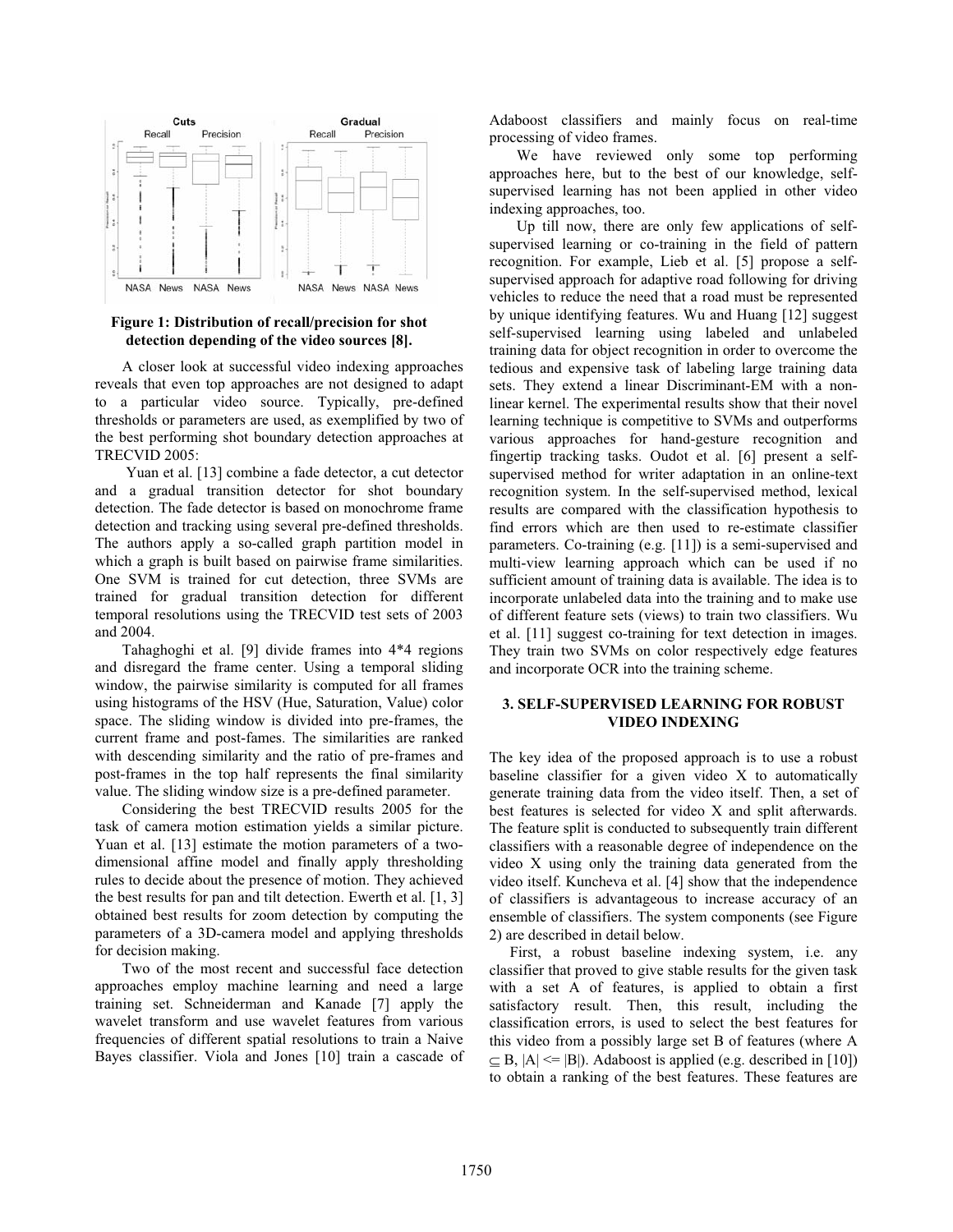Figure 1: Distribution of recall/precision for shot detection depending of the video sources [8].

A closer look at successful video indexing approaches reveals that even top approaches are not designed to adapt to a particular video source. Typically, pre-defined thresholds or parameters are used, as exemplified by two of the best performing shot boundary detection approaches at TRECVID 2005:

Yuan et al. [13] combine a fade detector, a cut detector and a gradual transition detector for shot boundary detection. The fade detector is based on monochrome frame detection and tracking using several pre-defined thresholds. The authors apply a so-called graph partition model in which a graph is built based on pairwise frame similarities. One SVM is trained for cut detection, three SVMs are trained for gradual transition detection for different temporal resolutions using the TRECVID test sets of 2003 and 2004.

Tahaghoghi et al. [9] divide frames into 4*4 regions and disregard the frame center. Using a temporal sliding window, the pairwise similarity is computed for all frames using histograms of the HSV (Hue, Saturation, Value) color space. The sliding window is divided into pre-frames, the current frame and post-fames. The similarities are ranked with descending similarity and the ratio of pre-frames and post-frames in the top half represents the final similarity value. The sliding window size is a pre-defined parameter.

Considering the best TRECVID results 2005 for the task of camera motion estimation yields a similar picture. Yuan et al. [13] estimate the motion parameters of a two-dimensional affine model and finally apply thresholding rules to decide about the presence of motion. They achieved the best results for pan and tilt detection. Ewerth et al. [1, 3] obtained best results for zoom detection by computing the parameters of a 3D-camera model and applying thresholds for decision making.

Two of the most recent and successful face detection approaches employ machine learning and need a large training set. Schneiderman and Kanade [7] apply the wavelet transform and use wavelet features from various frequencies of different spatial resolutions to train a Naive Bayes classifier. Viola and Jones [10] train a cascade of Adaboost classifiers and mainly focus on real-time processing of video frames.

We have reviewed only some top performing approaches here, but to the best of our knowledge, self-supervised learning has not been applied in other video indexing approaches, too.

Up till now, there are only few applications of self-supervised learning or co-training in the field of pattern recognition. For example, Lieb et al. [5] propose a self-supervised approach for adaptive road following for driving vehicles to reduce the need that a road must be represented by unique identifying features. Wu and Huang [12] suggest self-supervised learning using labeled and unlabeled training data for object recognition in order to overcome the tedious and expensive task of labeling large training data sets. They extend a linear Discriminant-EM with a non-linear kernel. The experimental results show that their novel learning technique is competitive to SVMs and outperforms various approaches for hand-gesture recognition and fingertip tracking tasks. Oudot et al. [6] present a self-supervised method for writer adaptation in an online-text recognition system. In the self-supervised method, lexical results are compared with the classification hypothesis to find errors which are then used to re-estimate classifier parameters. Co-training (e.g. [11]) is a semi-supervised and multi-view learning approach which can be used if no sufficient amount of training data is available. The idea is to incorporate unlabeled data into the training and to make use of different feature sets (views) to train two classifiers. Wu et al. [11] suggest co-training for text detection in images. They train two SVMs on color respectively edge features and incorporate OCR into the training scheme.

## 3. SELF-SUPERVISED LEARNING FOR ROBUST VIDEO INDEXING

The key idea of the proposed approach is to use a robust baseline classifier for a given video X to automatically generate training data from the video itself. Then, a set of best features is selected for video X and split afterwards. The feature split is conducted to subsequently train different classifiers with a reasonable degree of independence on the video X using only the training data generated from the video itself. Kuncheva et al. [4] show that the independence of classifiers is advantageous to increase accuracy of an ensemble of classifiers. The system components (see Figure 2) are described in detail below.

First, a robust baseline indexing system, i.e. any classifier that proved to give stable results for the given task with a set A of features, is applied to obtain a first satisfactory result. Then, this result, including the classification errors, is used to select the best features for this video from a possibly large set B of features (where $A \subseteq B$, $|A| <= |B|$). Adaboost is applied (e.g. described in [10]) to obtain a ranking of the best features. These features are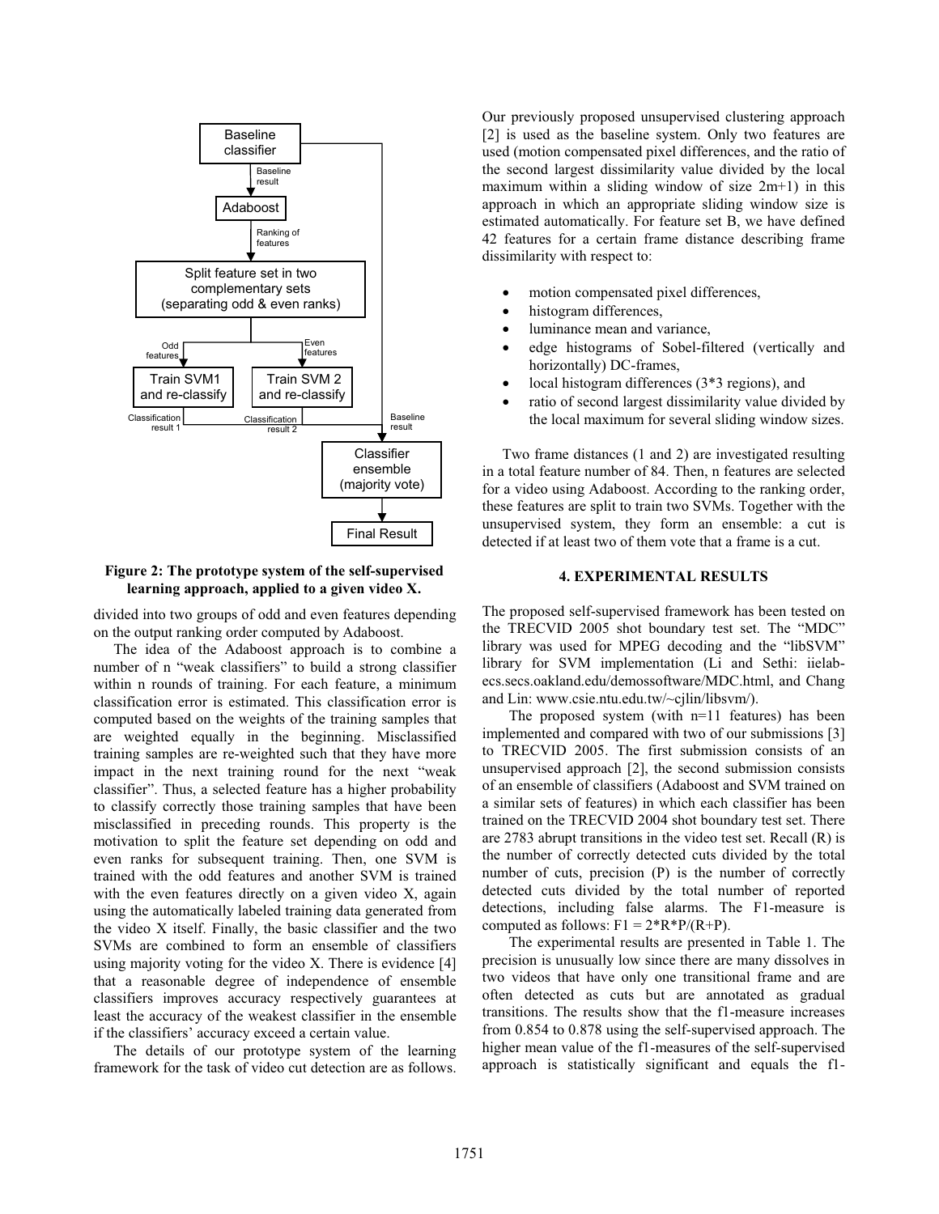Baseline classifier

Baseline result

Adaboost

Ranking of features

Split feature set in two complementary sets (separating odd & even ranks)

Odd features

Even features

Train SVM1 and re-classify

Train SVM 2 and re-classify

Classification result 1

Classification result 2

Baseline result

Classifier ensemble (majority vote)

Final Result

**Figure 2: The prototype system of the self-supervised learning approach, applied to a given video X.**

divided into two groups of odd and even features depending on the output ranking order computed by Adaboost.

The idea of the Adaboost approach is to combine a number of n "weak classifiers" to build a strong classifier within n rounds of training. For each feature, a minimum classification error is estimated. This classification error is computed based on the weights of the training samples that are weighted equally in the beginning. Misclassified training samples are re-weighted such that they have more impact in the next training round for the next "weak classifier". Thus, a selected feature has a higher probability to classify correctly those training samples that have been misclassified in preceding rounds. This property is the motivation to split the feature set depending on odd and even ranks for subsequent training. Then, one SVM is trained with the odd features and another SVM is trained with the even features directly on a given video X, again using the automatically labeled training data generated from the video X itself. Finally, the basic classifier and the two SVMs are combined to form an ensemble of classifiers using majority voting for the video X. There is evidence [4] that a reasonable degree of independence of ensemble classifiers improves accuracy respectively guarantees at least the accuracy of the weakest classifier in the ensemble if the classifiers' accuracy exceed a certain value.

The details of our prototype system of the learning framework for the task of video cut detection are as follows. Our previously proposed unsupervised clustering approach [2] is used as the baseline system. Only two features are used (motion compensated pixel differences, and the ratio of the second largest dissimilarity value divided by the local maximum within a sliding window of size 2m+1) in this approach in which an appropriate sliding window size is estimated automatically. For feature set B, we have defined 42 features for a certain frame distance describing frame dissimilarity with respect to:

- motion compensated pixel differences,
- histogram differences,
- luminance mean and variance,
- edge histograms of Sobel-filtered (vertically and horizontally) DC-frames,
- local histogram differences (3*3 regions), and
- ratio of second largest dissimilarity value divided by the local maximum for several sliding window sizes.

Two frame distances (1 and 2) are investigated resulting in a total feature number of 84. Then, n features are selected for a video using Adaboost. According to the ranking order, these features are split to train two SVMs. Together with the unsupervised system, they form an ensemble: a cut is detected if at least two of them vote that a frame is a cut.

## 4. EXPERIMENTAL RESULTS

The proposed self-supervised framework has been tested on the TRECVID 2005 shot boundary test set. The "MDC" library was used for MPEG decoding and the "libSVM" library for SVM implementation (Li and Sethi: iielab-ecs.secs.oakland.edu/demossoftware/MDC.html, and Chang and Lin: www.csie.ntu.edu.tw/~cjlin/libsvm/).

The proposed system (with n=11 features) has been implemented and compared with two of our submissions [3] to TRECVID 2005. The first submission consists of an unsupervised approach [2], the second submission consists of an ensemble of classifiers (Adaboost and SVM trained on a similar sets of features) in which each classifier has been trained on the TRECVID 2004 shot boundary test set. There are 2783 abrupt transitions in the video test set. Recall (R) is the number of correctly detected cuts divided by the total number of cuts, precision (P) is the number of correctly detected cuts divided by the total number of reported detections, including false alarms. The F1-measure is computed as follows: $F1 = 2*R*P/(R+P)$.

The experimental results are presented in Table 1. The precision is unusually low since there are many dissolves in two videos that have only one transitional frame and are often detected as cuts but are annotated as gradual transitions. The results show that the f1-measure increases from 0.854 to 0.878 using the self-supervised approach. The higher mean value of the f1-measures of the self-supervised approach is statistically significant and equals the f1-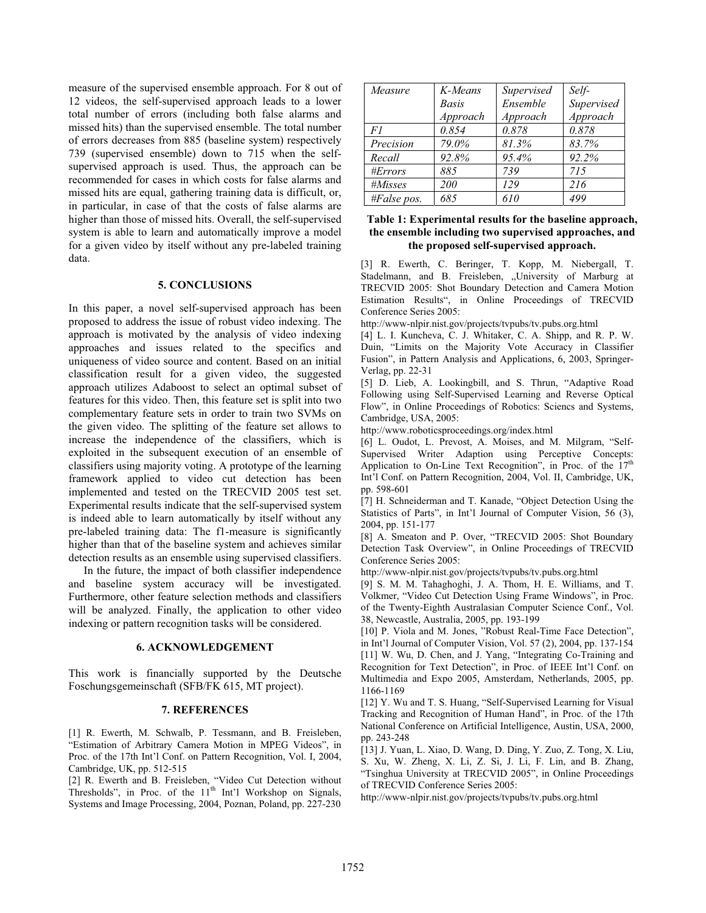measure of the supervised ensemble approach. For 8 out of 12 videos, the self-supervised approach leads to a lower total number of errors (including both false alarms and missed hits) than the supervised ensemble. The total number of errors decreases from 885 (baseline system) respectively 739 (supervised ensemble) down to 715 when the self-supervised approach is used. Thus, the approach can be recommended for cases in which costs for false alarms and missed hits are equal, gathering training data is difficult, or, in particular, in case of that the costs of false alarms are higher than those of missed hits. Overall, the self-supervised system is able to learn and automatically improve a model for a given video by itself without any pre-labeled training data.

## 5. CONCLUSIONS

In this paper, a novel self-supervised approach has been proposed to address the issue of robust video indexing. The approach is motivated by the analysis of video indexing approaches and issues related to the specifics and uniqueness of video source and content. Based on an initial classification result for a given video, the suggested approach utilizes Adaboost to select an optimal subset of features for this video. Then, this feature set is split into two complementary feature sets in order to train two SVMs on the given video. The splitting of the feature set allows to increase the independence of the classifiers, which is exploited in the subsequent execution of an ensemble of classifiers using majority voting. A prototype of the learning framework applied to video cut detection has been implemented and tested on the TRECVID 2005 test set. Experimental results indicate that the self-supervised system is indeed able to learn automatically by itself without any pre-labeled training data: The f1-measure is significantly higher than that of the baseline system and achieves similar detection results as an ensemble using supervised classifiers.

In the future, the impact of both classifier independence and baseline system accuracy will be investigated. Furthermore, other feature selection methods and classifiers will be analyzed. Finally, the application to other video indexing or pattern recognition tasks will be considered.

## 6. ACKNOWLEDGEMENT

This work is financially supported by the Deutsche Foschungsgemeinschaft (SFB/FK 615, MT project).

## 7. REFERENCES

[1] R. Ewerth, M. Schwalb, P. Tessmann, and B. Freisleben, "Estimation of Arbitrary Camera Motion in MPEG Videos", in Proc. of the 17th Int'l Conf. on Pattern Recognition, Vol. I, 2004, Cambridge, UK, pp. 512-515

[2] R. Ewerth and B. Freisleben, "Video Cut Detection without Thresholds", in Proc. of the 11th Int'l Workshop on Signals, Systems and Image Processing, 2004, Poznan, Poland, pp. 227-230

| *Measure* | *K-Means Basis Approach* | *Supervised Ensemble Approach* | *Self-Supervised Approach* |
|---|---|---|---|
| *F1* | *0.854* | *0.878* | *0.878* |
| *Precision* | *79.0%* | *81.3%* | *83.7%* |
| *Recall* | *92.8%* | *95.4%* | *92.2%* |
| *#Errors* | *885* | *739* | *715* |
| *#Misses* | *200* | *129* | *216* |
| *#False pos.* | *685* | *610* | *499* |

**Table 1: Experimental results for the baseline approach, the ensemble including two supervised approaches, and the proposed self-supervised approach.**

[3] R. Ewerth, C. Beringer, T. Kopp, M. Niebergall, T. Stadelmann, and B. Freisleben, „University of Marburg at TRECVID 2005: Shot Boundary Detection and Camera Motion Estimation Results", in Online Proceedings of TRECVID Conference Series 2005: http://www-nlpir.nist.gov/projects/tvpubs/tv.pubs.org.html

[4] L. I. Kuncheva, C. J. Whitaker, C. A. Shipp, and R. P. W. Duin, "Limits on the Majority Vote Accuracy in Classifier Fusion", in Pattern Analysis and Applications, 6, 2003, Springer-Verlag, pp. 22-31

[5] D. Lieb, A. Lookingbill, and S. Thrun, "Adaptive Road Following using Self-Supervised Learning and Reverse Optical Flow", in Online Proceedings of Robotics: Sciencs and Systems, Cambridge, USA, 2005: http://www.roboticsproceedings.org/index.html

[6] L. Oudot, L. Prevost, A. Moises, and M. Milgram, "Self-Supervised Writer Adaption using Perceptive Concepts: Application to On-Line Text Recognition", in Proc. of the 17th Int'l Conf. on Pattern Recognition, 2004, Vol. II, Cambridge, UK, pp. 598-601

[7] H. Schneiderman and T. Kanade, "Object Detection Using the Statistics of Parts", in Int'l Journal of Computer Vision, 56 (3), 2004, pp. 151-177

[8] A. Smeaton and P. Over, "TRECVID 2005: Shot Boundary Detection Task Overview", in Online Proceedings of TRECVID Conference Series 2005: http://www-nlpir.nist.gov/projects/tvpubs/tv.pubs.org.html

[9] S. M. M. Tahaghoghi, J. A. Thom, H. E. Williams, and T. Volkmer, "Video Cut Detection Using Frame Windows", in Proc. of the Twenty-Eighth Australasian Computer Science Conf., Vol. 38, Newcastle, Australia, 2005, pp. 193-199

[10] P. Viola and M. Jones, "Robust Real-Time Face Detection", in Int'l Journal of Computer Vision, Vol. 57 (2), 2004, pp. 137-154

[11] W. Wu, D. Chen, and J. Yang, "Integrating Co-Training and Recognition for Text Detection", in Proc. of IEEE Int'l Conf. on Multimedia and Expo 2005, Amsterdam, Netherlands, 2005, pp. 1166-1169

[12] Y. Wu and T. S. Huang, "Self-Supervised Learning for Visual Tracking and Recognition of Human Hand", in Proc. of the 17th National Conference on Artificial Intelligence, Austin, USA, 2000, pp. 243-248

[13] J. Yuan, L. Xiao, D. Wang, D. Ding, Y. Zuo, Z. Tong, X. Liu, S. Xu, W. Zheng, X. Li, Z. Si, J. Li, F. Lin, and B. Zhang, "Tsinghua University at TRECVID 2005", in Online Proceedings of TRECVID Conference Series 2005: http://www-nlpir.nist.gov/projects/tvpubs/tv.pubs.org.html